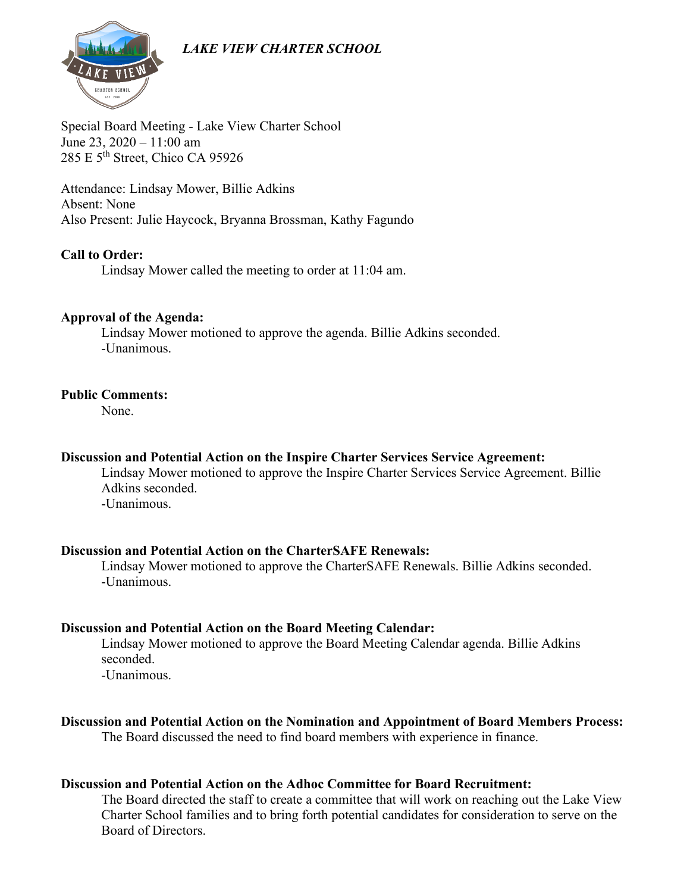*LAKE VIEW CHARTER SCHOOL*

Special Board Meeting - Lake View Charter School
June 23, 2020 – 11:00 am
285 E 5th Street, Chico CA 95926

Attendance: Lindsay Mower, Billie Adkins
Absent: None
Also Present: Julie Haycock, Bryanna Brossman, Kathy Fagundo

**Call to Order:**

Lindsay Mower called the meeting to order at 11:04 am.

**Approval of the Agenda:**

Lindsay Mower motioned to approve the agenda. Billie Adkins seconded.
-Unanimous.

**Public Comments:**

None.

**Discussion and Potential Action on the Inspire Charter Services Service Agreement:**

Lindsay Mower motioned to approve the Inspire Charter Services Service Agreement. Billie Adkins seconded.
-Unanimous.

**Discussion and Potential Action on the CharterSAFE Renewals:**

Lindsay Mower motioned to approve the CharterSAFE Renewals. Billie Adkins seconded.
-Unanimous.

**Discussion and Potential Action on the Board Meeting Calendar:**

Lindsay Mower motioned to approve the Board Meeting Calendar agenda. Billie Adkins seconded.
-Unanimous.

**Discussion and Potential Action on the Nomination and Appointment of Board Members Process:**

The Board discussed the need to find board members with experience in finance.

**Discussion and Potential Action on the Adhoc Committee for Board Recruitment:**

The Board directed the staff to create a committee that will work on reaching out the Lake View Charter School families and to bring forth potential candidates for consideration to serve on the Board of Directors.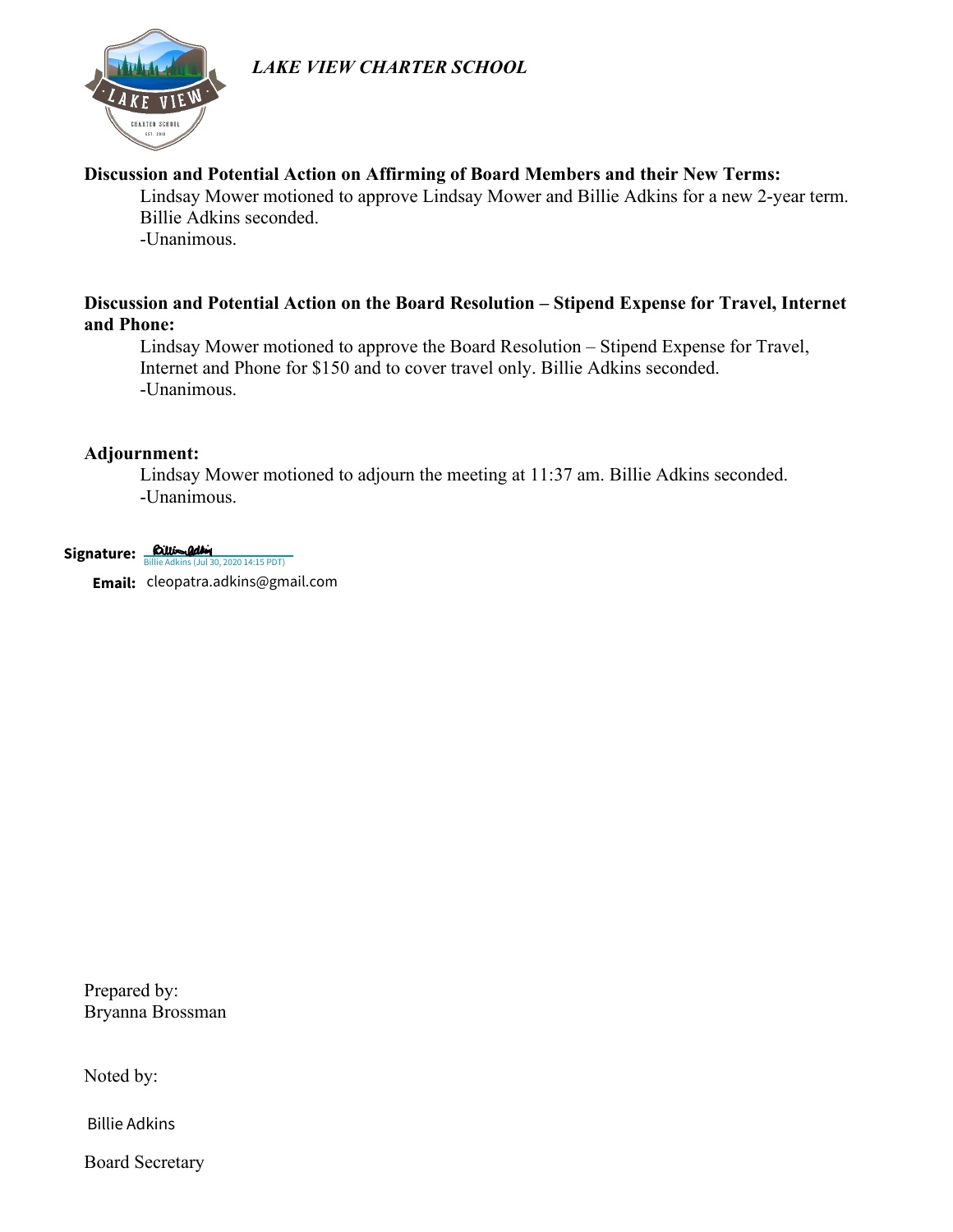*LAKE VIEW CHARTER SCHOOL*

**Discussion and Potential Action on Affirming of Board Members and their New Terms:**

Lindsay Mower motioned to approve Lindsay Mower and Billie Adkins for a new 2-year term. Billie Adkins seconded.
-Unanimous.

**Discussion and Potential Action on the Board Resolution – Stipend Expense for Travel, Internet and Phone:**

Lindsay Mower motioned to approve the Board Resolution – Stipend Expense for Travel, Internet and Phone for $150 and to cover travel only. Billie Adkins seconded.
-Unanimous.

**Adjournment:**

Lindsay Mower motioned to adjourn the meeting at 11:37 am. Billie Adkins seconded.
-Unanimous.

**Signature:** Billie Adkins (Jul 30, 2020 14:15 PDT)

**Email:** cleopatra.adkins@gmail.com

Prepared by:
Bryanna Brossman

Noted by:

Billie Adkins

Board Secretary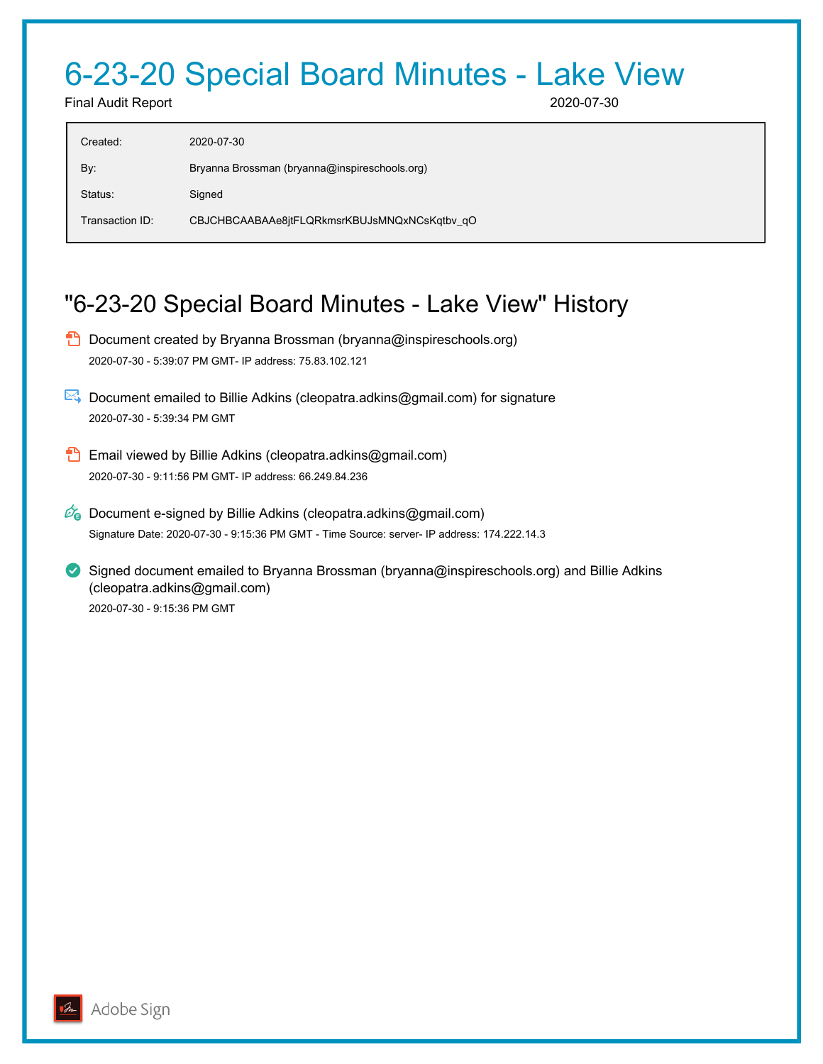# 6-23-20 Special Board Minutes - Lake View

Final Audit Report 2020-07-30

| | |
|---|---|
| Created: | 2020-07-30 |
| By: | Bryanna Brossman (bryanna@inspireschools.org) |
| Status: | Signed |
| Transaction ID: | CBJCHBCAABAAe8jtFLQRkmsrKBUJsMNQxNCsKqtbv_qO |

## "6-23-20 Special Board Minutes - Lake View" History

- Document created by Bryanna Brossman (bryanna@inspireschools.org)
  2020-07-30 - 5:39:07 PM GMT- IP address: 75.83.102.121

- Document emailed to Billie Adkins (cleopatra.adkins@gmail.com) for signature
  2020-07-30 - 5:39:34 PM GMT

- Email viewed by Billie Adkins (cleopatra.adkins@gmail.com)
  2020-07-30 - 9:11:56 PM GMT- IP address: 66.249.84.236

- Document e-signed by Billie Adkins (cleopatra.adkins@gmail.com)
  Signature Date: 2020-07-30 - 9:15:36 PM GMT - Time Source: server- IP address: 174.222.14.3

- Signed document emailed to Bryanna Brossman (bryanna@inspireschools.org) and Billie Adkins (cleopatra.adkins@gmail.com)
  2020-07-30 - 9:15:36 PM GMT

Adobe Sign